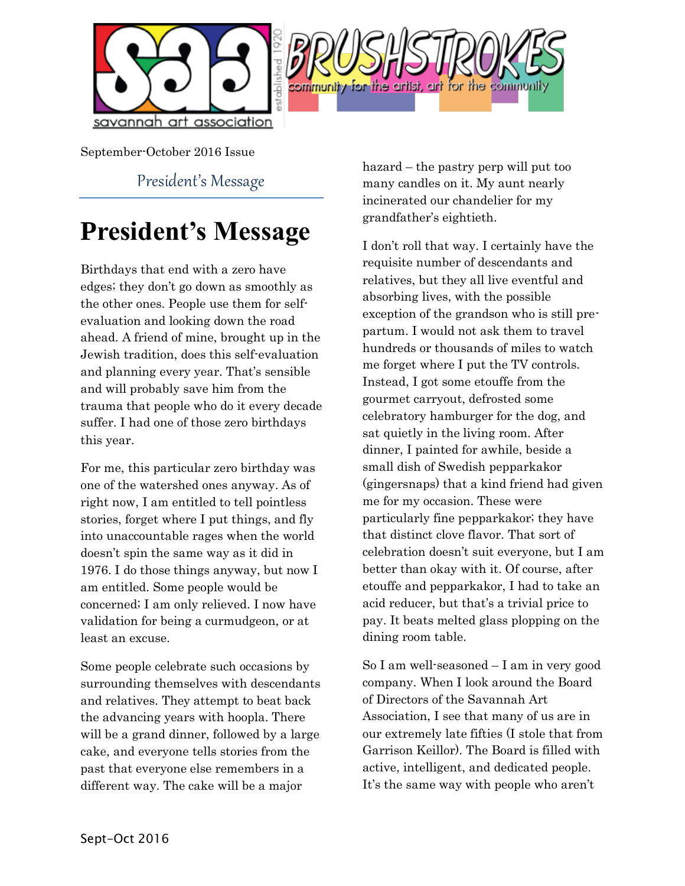savannah art association

established 1920

BRUSHSTROKES

community for the artist, art for the community

September-October 2016 Issue

*President's Message*

# President's Message

Birthdays that end with a zero have edges; they don't go down as smoothly as the other ones. People use them for self-evaluation and looking down the road ahead. A friend of mine, brought up in the Jewish tradition, does this self-evaluation and planning every year. That's sensible and will probably save him from the trauma that people who do it every decade suffer. I had one of those zero birthdays this year.

For me, this particular zero birthday was one of the watershed ones anyway. As of right now, I am entitled to tell pointless stories, forget where I put things, and fly into unaccountable rages when the world doesn't spin the same way as it did in 1976. I do those things anyway, but now I am entitled. Some people would be concerned; I am only relieved. I now have validation for being a curmudgeon, or at least an excuse.

Some people celebrate such occasions by surrounding themselves with descendants and relatives. They attempt to beat back the advancing years with hoopla. There will be a grand dinner, followed by a large cake, and everyone tells stories from the past that everyone else remembers in a different way. The cake will be a major hazard – the pastry perp will put too many candles on it. My aunt nearly incinerated our chandelier for my grandfather's eightieth.

I don't roll that way. I certainly have the requisite number of descendants and relatives, but they all live eventful and absorbing lives, with the possible exception of the grandson who is still pre-partum. I would not ask them to travel hundreds or thousands of miles to watch me forget where I put the TV controls. Instead, I got some etouffe from the gourmet carryout, defrosted some celebratory hamburger for the dog, and sat quietly in the living room. After dinner, I painted for awhile, beside a small dish of Swedish pepparkakor (gingersnaps) that a kind friend had given me for my occasion. These were particularly fine pepparkakor; they have that distinct clove flavor. That sort of celebration doesn't suit everyone, but I am better than okay with it. Of course, after etouffe and pepparkakor, I had to take an acid reducer, but that's a trivial price to pay. It beats melted glass plopping on the dining room table.

So I am well-seasoned – I am in very good company. When I look around the Board of Directors of the Savannah Art Association, I see that many of us are in our extremely late fifties (I stole that from Garrison Keillor). The Board is filled with active, intelligent, and dedicated people. It's the same way with people who aren't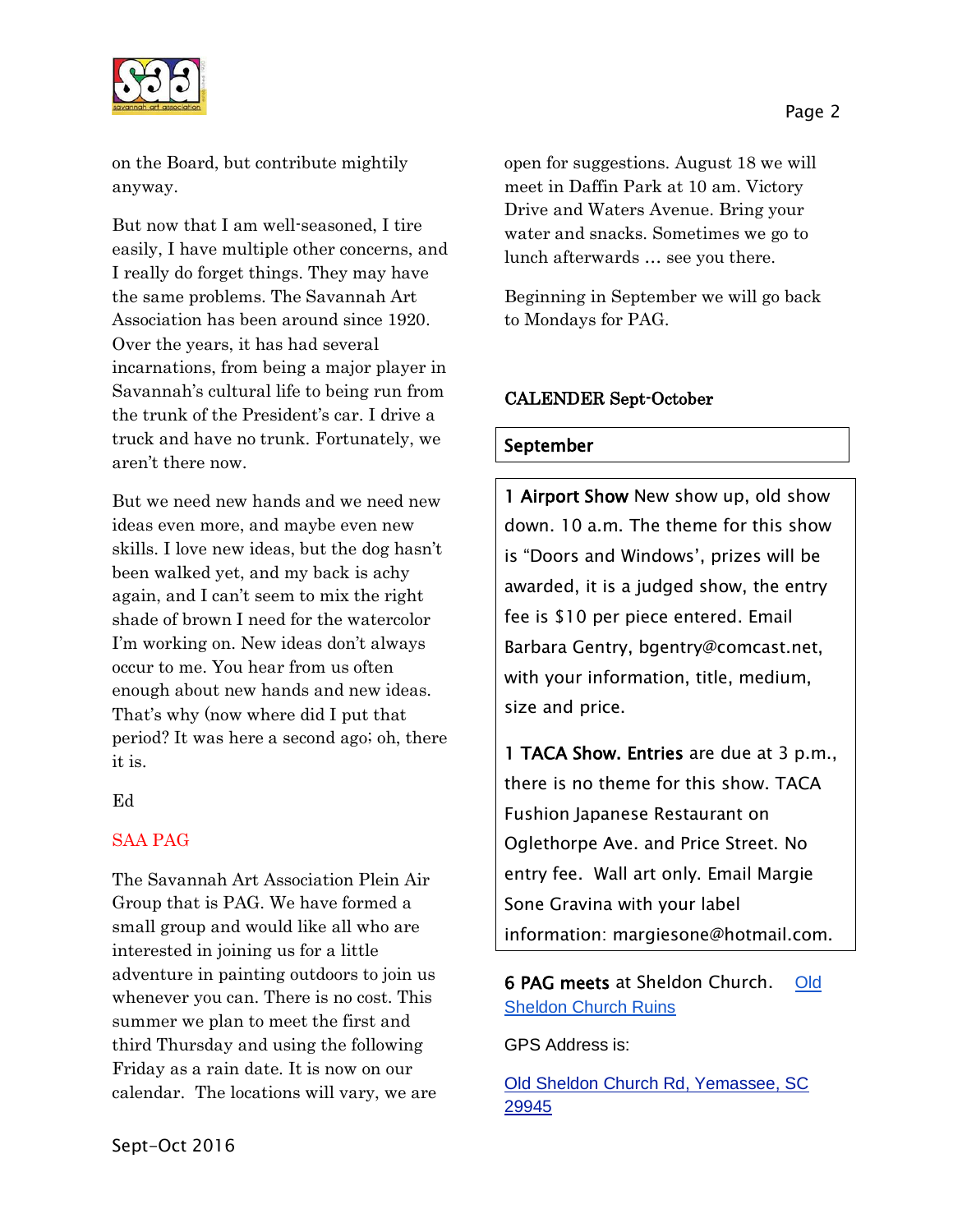on the Board, but contribute mightily anyway.

But now that I am well-seasoned, I tire easily, I have multiple other concerns, and I really do forget things. They may have the same problems. The Savannah Art Association has been around since 1920. Over the years, it has had several incarnations, from being a major player in Savannah's cultural life to being run from the trunk of the President's car. I drive a truck and have no trunk. Fortunately, we aren't there now.

But we need new hands and we need new ideas even more, and maybe even new skills. I love new ideas, but the dog hasn't been walked yet, and my back is achy again, and I can't seem to mix the right shade of brown I need for the watercolor I'm working on. New ideas don't always occur to me. You hear from us often enough about new hands and new ideas. That's why (now where did I put that period? It was here a second ago; oh, there it is.

Ed

## SAA PAG

The Savannah Art Association Plein Air Group that is PAG. We have formed a small group and would like all who are interested in joining us for a little adventure in painting outdoors to join us whenever you can. There is no cost. This summer we plan to meet the first and third Thursday and using the following Friday as a rain date. It is now on our calendar. The locations will vary, we are open for suggestions. August 18 we will meet in Daffin Park at 10 am. Victory Drive and Waters Avenue. Bring your water and snacks. Sometimes we go to lunch afterwards … see you there.

Beginning in September we will go back to Mondays for PAG.

## CALENDER Sept-October

### September

**1 Airport Show** New show up, old show down. 10 a.m. The theme for this show is "Doors and Windows', prizes will be awarded, it is a judged show, the entry fee is $10 per piece entered. Email Barbara Gentry, bgentry@comcast.net, with your information, title, medium, size and price.

**1 TACA Show. Entries** are due at 3 p.m., there is no theme for this show. TACA Fushion Japanese Restaurant on Oglethorpe Ave. and Price Street. No entry fee. Wall art only. Email Margie Sone Gravina with your label information: margiesone@hotmail.com.

**6 PAG meets** at Sheldon Church. Old Sheldon Church Ruins

GPS Address is:

Old Sheldon Church Rd, Yemassee, SC 29945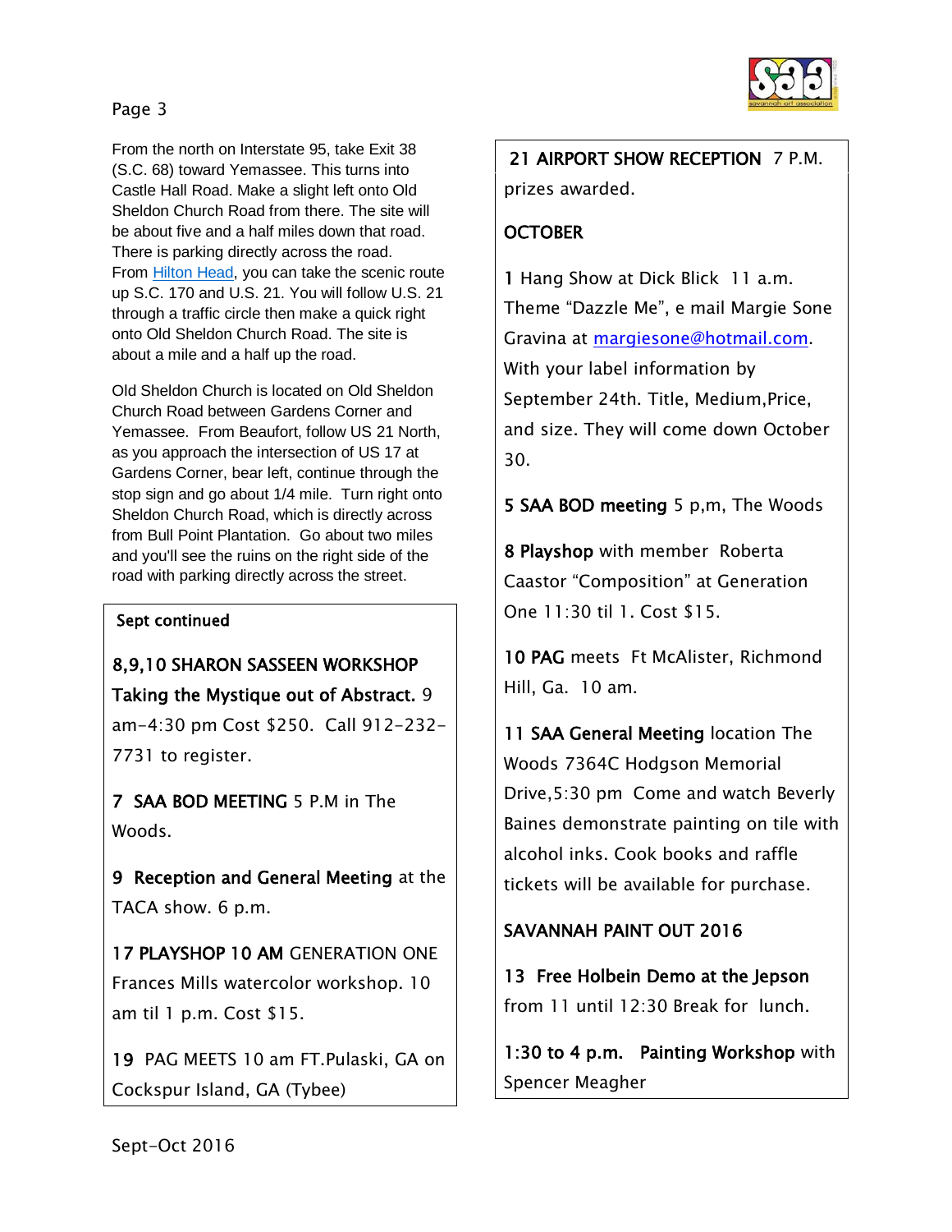From the north on Interstate 95, take Exit 38 (S.C. 68) toward Yemassee. This turns into Castle Hall Road. Make a slight left onto Old Sheldon Church Road from there. The site will be about five and a half miles down that road. There is parking directly across the road. From Hilton Head, you can take the scenic route up S.C. 170 and U.S. 21. You will follow U.S. 21 through a traffic circle then make a quick right onto Old Sheldon Church Road. The site is about a mile and a half up the road.

Old Sheldon Church is located on Old Sheldon Church Road between Gardens Corner and Yemassee. From Beaufort, follow US 21 North, as you approach the intersection of US 17 at Gardens Corner, bear left, continue through the stop sign and go about 1/4 mile. Turn right onto Sheldon Church Road, which is directly across from Bull Point Plantation. Go about two miles and you'll see the ruins on the right side of the road with parking directly across the street.

**Sept continued**

**8,9,10 SHARON SASSEEN WORKSHOP Taking the Mystique out of Abstract.** 9 am-4:30 pm Cost $250. Call 912-232-7731 to register.

**7 SAA BOD MEETING** 5 P.M in The Woods.

**9 Reception and General Meeting** at the TACA show. 6 p.m.

**17 PLAYSHOP 10 AM** GENERATION ONE Frances Mills watercolor workshop. 10 am til 1 p.m. Cost $15.

**19** PAG MEETS 10 am FT.Pulaski, GA on Cockspur Island, GA (Tybee)

**21 AIRPORT SHOW RECEPTION** 7 P.M. prizes awarded.

**OCTOBER**

**1** Hang Show at Dick Blick 11 a.m. Theme "Dazzle Me", e mail Margie Sone Gravina at margiesone@hotmail.com. With your label information by September 24th. Title, Medium,Price, and size. They will come down October 30.

**5 SAA BOD meeting** 5 p,m, The Woods

**8 Playshop** with member Roberta Caastor "Composition" at Generation One 11:30 til 1. Cost $15.

**10 PAG** meets Ft McAlister, Richmond Hill, Ga. 10 am.

**11 SAA General Meeting** location The Woods 7364C Hodgson Memorial Drive,5:30 pm Come and watch Beverly Baines demonstrate painting on tile with alcohol inks. Cook books and raffle tickets will be available for purchase.

**SAVANNAH PAINT OUT 2016**

**13 Free Holbein Demo at the Jepson** from 11 until 12:30 Break for lunch.

**1:30 to 4 p.m. Painting Workshop** with Spencer Meagher

Sept-Oct 2016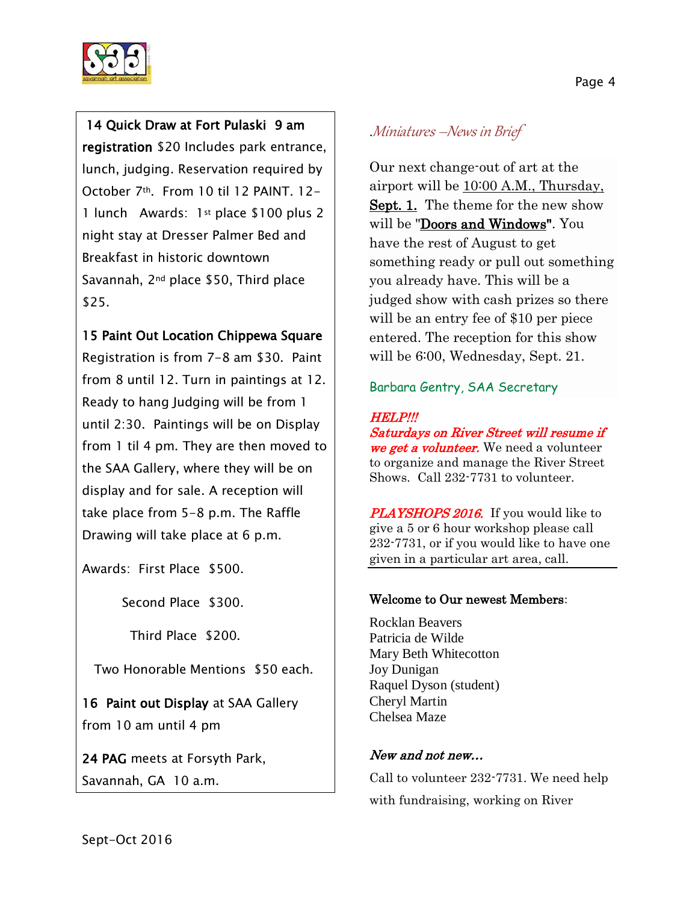**14 Quick Draw at Fort Pulaski 9 am registration** $20 Includes park entrance, lunch, judging. Reservation required by October 7th. From 10 til 12 PAINT. 12-1 lunch Awards: 1st place $100 plus 2 night stay at Dresser Palmer Bed and Breakfast in historic downtown Savannah, 2nd place $50, Third place $25.

**15 Paint Out Location Chippewa Square** Registration is from 7-8 am $30. Paint from 8 until 12. Turn in paintings at 12. Ready to hang Judging will be from 1 until 2:30. Paintings will be on Display from 1 til 4 pm. They are then moved to the SAA Gallery, where they will be on display and for sale. A reception will take place from 5-8 p.m. The Raffle Drawing will take place at 6 p.m.

Awards: First Place $500.

Second Place $300.

Third Place $200.

Two Honorable Mentions $50 each.

**16 Paint out Display** at SAA Gallery from 10 am until 4 pm

**24 PAG** meets at Forsyth Park, Savannah, GA 10 a.m.

## *.Miniatures –News in Brief*

Our next change-out of art at the airport will be 10:00 A.M., Thursday, **Sept. 1.** The theme for the new show will be "**Doors and Windows**". You have the rest of August to get something ready or pull out something you already have. This will be a judged show with cash prizes so there will be an entry fee of $10 per piece entered. The reception for this show will be 6:00, Wednesday, Sept. 21.

Barbara Gentry, SAA Secretary

***HELP!!!***
***Saturdays on River Street will resume if we get a volunteer.*** We need a volunteer to organize and manage the River Street Shows. Call 232-7731 to volunteer.

***PLAYSHOPS 2016.*** If you would like to give a 5 or 6 hour workshop please call 232-7731, or if you would like to have one given in a particular art area, call.

**Welcome to Our newest Members**:

Rocklan Beavers
Patricia de Wilde
Mary Beth Whitecotton
Joy Dunigan
Raquel Dyson (student)
Cheryl Martin
Chelsea Maze

***New and not new…***

Call to volunteer 232-7731. We need help with fundraising, working on River

Sept-Oct 2016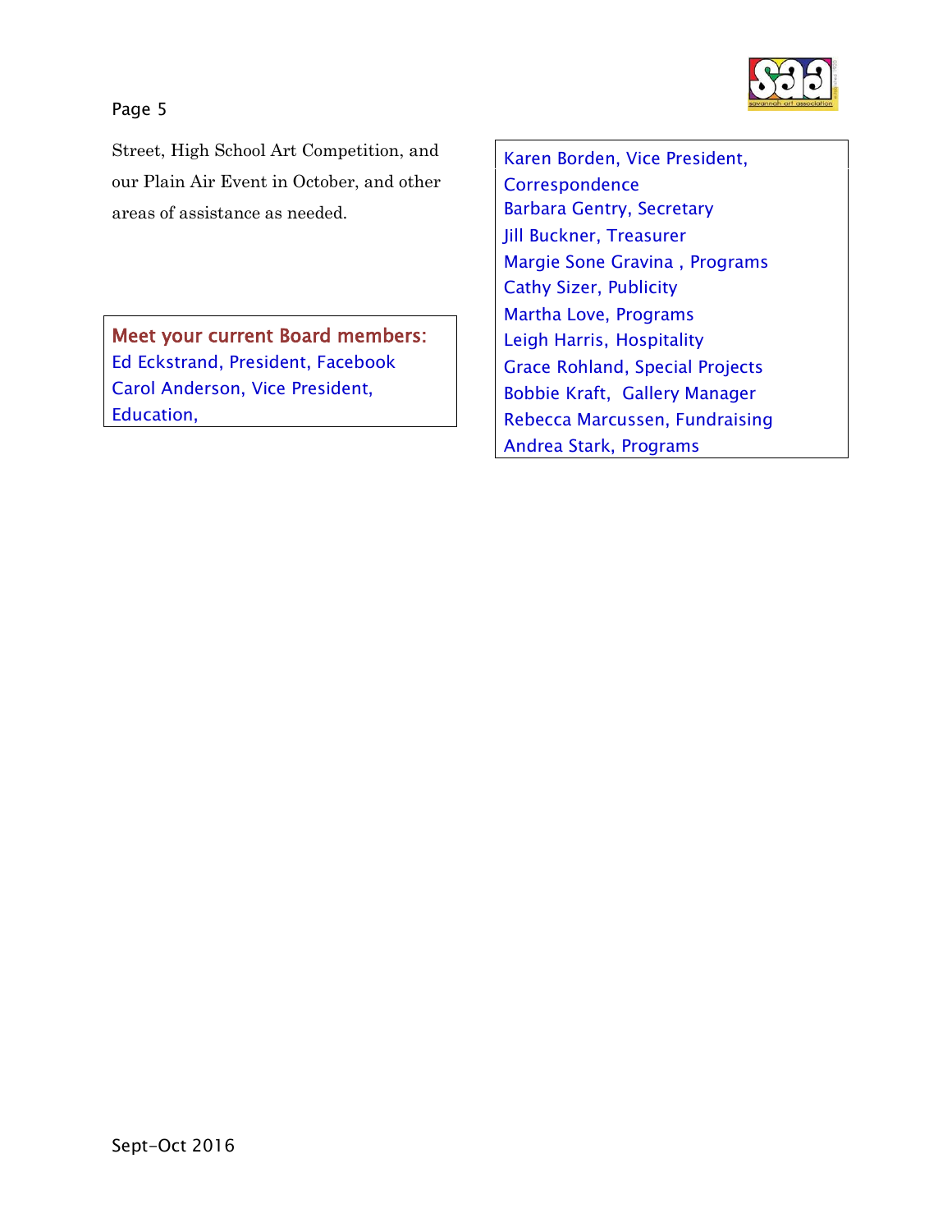Street, High School Art Competition, and our Plain Air Event in October, and other areas of assistance as needed.

**Meet your current Board members:**

Ed Eckstrand, President, Facebook
Carol Anderson, Vice President, Education,
Karen Borden, Vice President, Correspondence
Barbara Gentry, Secretary
Jill Buckner, Treasurer
Margie Sone Gravina , Programs
Cathy Sizer, Publicity
Martha Love, Programs
Leigh Harris, Hospitality
Grace Rohland, Special Projects
Bobbie Kraft, Gallery Manager
Rebecca Marcussen, Fundraising
Andrea Stark, Programs